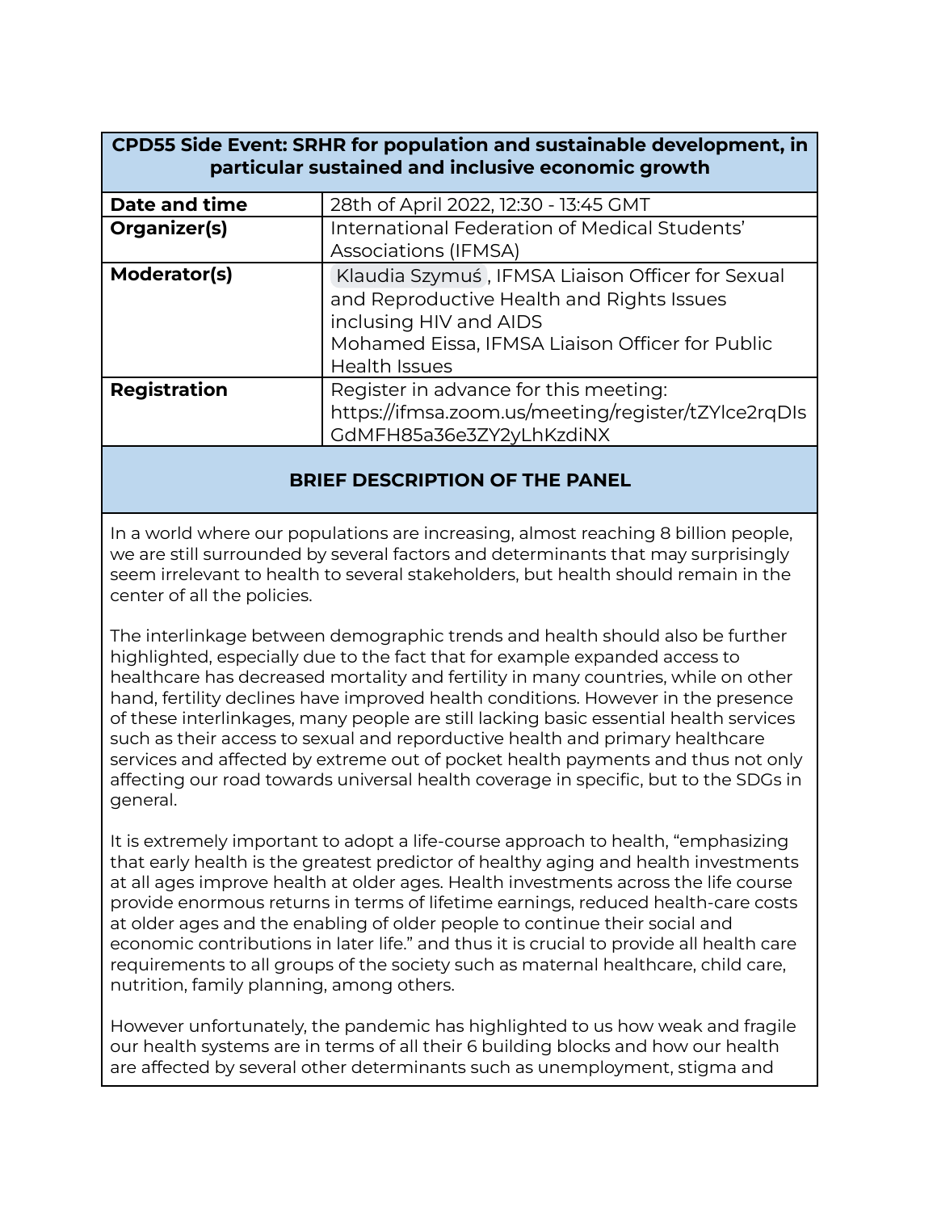| CPD55 Side Event: SRHR for population and sustainable development, in particular sustained and inclusive economic growth | |
|---|---|
| **Date and time** | 28th of April 2022, 12:30 - 13:45 GMT |
| **Organizer(s)** | International Federation of Medical Students' Associations (IFMSA) |
| **Moderator(s)** | Klaudia Szymuś, IFMSA Liaison Officer for Sexual and Reproductive Health and Rights Issues inclusing HIV and AIDS<br>Mohamed Eissa, IFMSA Liaison Officer for Public Health Issues |
| **Registration** | Register in advance for this meeting: https://ifmsa.zoom.us/meeting/register/tZYlce2rqDIsGdMFH85a36e3ZY2yLhKzdiNX |

## BRIEF DESCRIPTION OF THE PANEL

In a world where our populations are increasing, almost reaching 8 billion people, we are still surrounded by several factors and determinants that may surprisingly seem irrelevant to health to several stakeholders, but health should remain in the center of all the policies.

The interlinkage between demographic trends and health should also be further highlighted, especially due to the fact that for example expanded access to healthcare has decreased mortality and fertility in many countries, while on other hand, fertility declines have improved health conditions. However in the presence of these interlinkages, many people are still lacking basic essential health services such as their access to sexual and reporductive health and primary healthcare services and affected by extreme out of pocket health payments and thus not only affecting our road towards universal health coverage in specific, but to the SDGs in general.

It is extremely important to adopt a life-course approach to health, "emphasizing that early health is the greatest predictor of healthy aging and health investments at all ages improve health at older ages. Health investments across the life course provide enormous returns in terms of lifetime earnings, reduced health-care costs at older ages and the enabling of older people to continue their social and economic contributions in later life." and thus it is crucial to provide all health care requirements to all groups of the society such as maternal healthcare, child care, nutrition, family planning, among others.

However unfortunately, the pandemic has highlighted to us how weak and fragile our health systems are in terms of all their 6 building blocks and how our health are affected by several other determinants such as unemployment, stigma and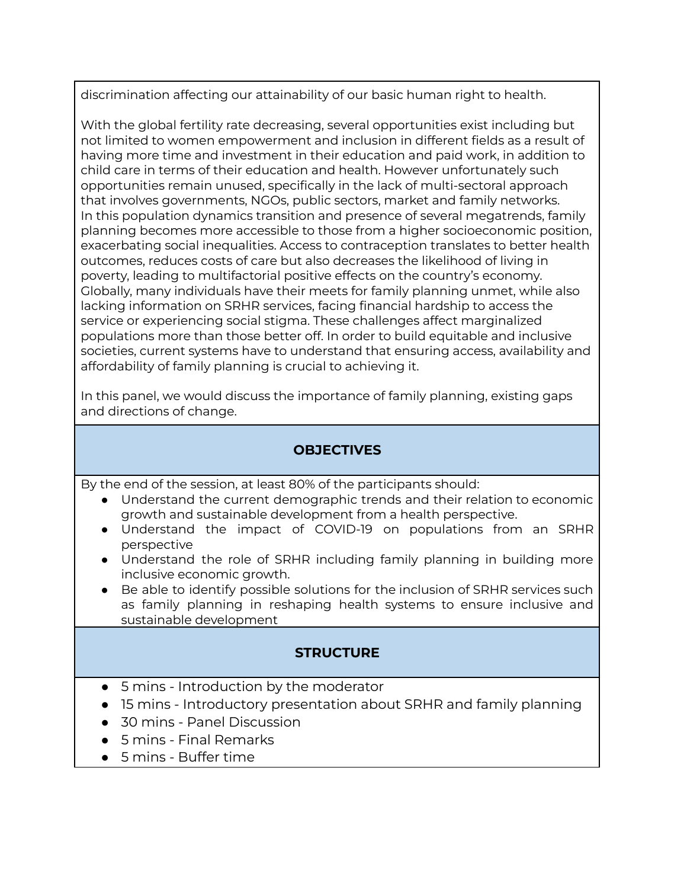discrimination affecting our attainability of our basic human right to health.

With the global fertility rate decreasing, several opportunities exist including but not limited to women empowerment and inclusion in different fields as a result of having more time and investment in their education and paid work, in addition to child care in terms of their education and health. However unfortunately such opportunities remain unused, specifically in the lack of multi-sectoral approach that involves governments, NGOs, public sectors, market and family networks. In this population dynamics transition and presence of several megatrends, family planning becomes more accessible to those from a higher socioeconomic position, exacerbating social inequalities. Access to contraception translates to better health outcomes, reduces costs of care but also decreases the likelihood of living in poverty, leading to multifactorial positive effects on the country's economy. Globally, many individuals have their meets for family planning unmet, while also lacking information on SRHR services, facing financial hardship to access the service or experiencing social stigma. These challenges affect marginalized populations more than those better off. In order to build equitable and inclusive societies, current systems have to understand that ensuring access, availability and affordability of family planning is crucial to achieving it.

In this panel, we would discuss the importance of family planning, existing gaps and directions of change.

## OBJECTIVES

By the end of the session, at least 80% of the participants should:

- Understand the current demographic trends and their relation to economic growth and sustainable development from a health perspective.
- Understand the impact of COVID-19 on populations from an SRHR perspective
- Understand the role of SRHR including family planning in building more inclusive economic growth.
- Be able to identify possible solutions for the inclusion of SRHR services such as family planning in reshaping health systems to ensure inclusive and sustainable development

## STRUCTURE

- 5 mins - Introduction by the moderator
- 15 mins - Introductory presentation about SRHR and family planning
- 30 mins - Panel Discussion
- 5 mins - Final Remarks
- 5 mins - Buffer time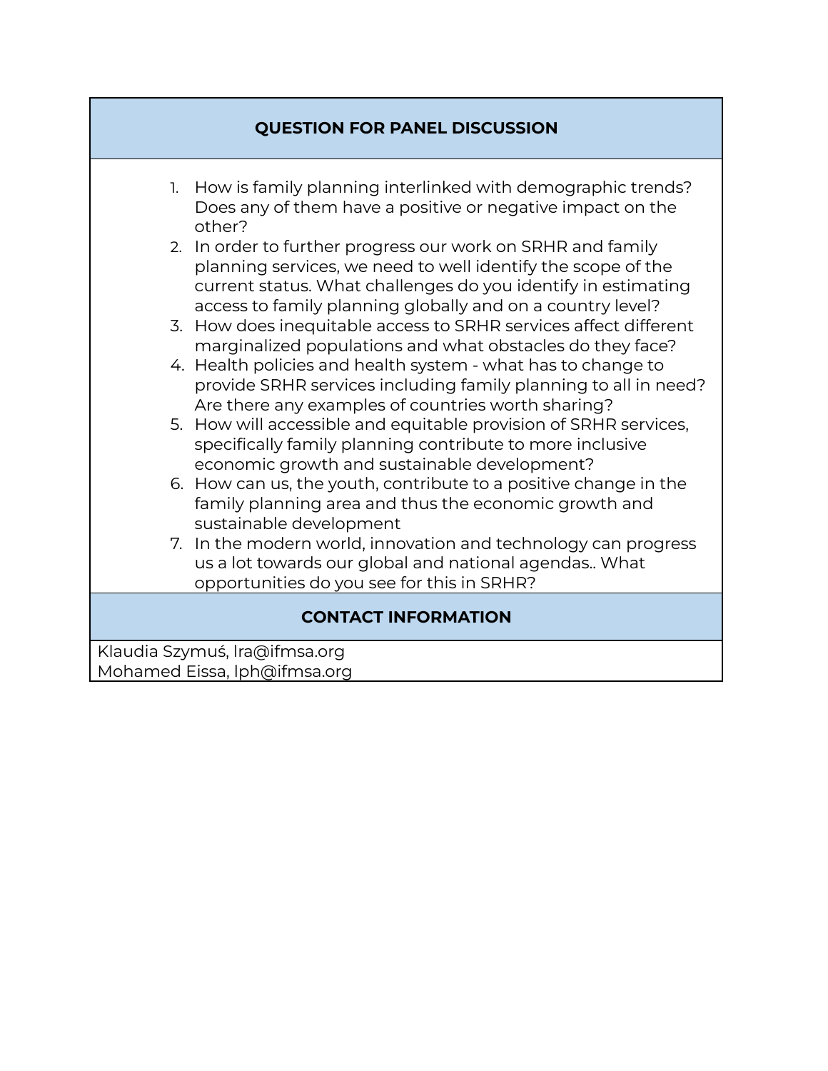## QUESTION FOR PANEL DISCUSSION

1. How is family planning interlinked with demographic trends? Does any of them have a positive or negative impact on the other?
2. In order to further progress our work on SRHR and family planning services, we need to well identify the scope of the current status. What challenges do you identify in estimating access to family planning globally and on a country level?
3. How does inequitable access to SRHR services affect different marginalized populations and what obstacles do they face?
4. Health policies and health system - what has to change to provide SRHR services including family planning to all in need? Are there any examples of countries worth sharing?
5. How will accessible and equitable provision of SRHR services, specifically family planning contribute to more inclusive economic growth and sustainable development?
6. How can us, the youth, contribute to a positive change in the family planning area and thus the economic growth and sustainable development
7. In the modern world, innovation and technology can progress us a lot towards our global and national agendas.. What opportunities do you see for this in SRHR?

## CONTACT INFORMATION

Klaudia Szymuś, lra@ifmsa.org
Mohamed Eissa, lph@ifmsa.org